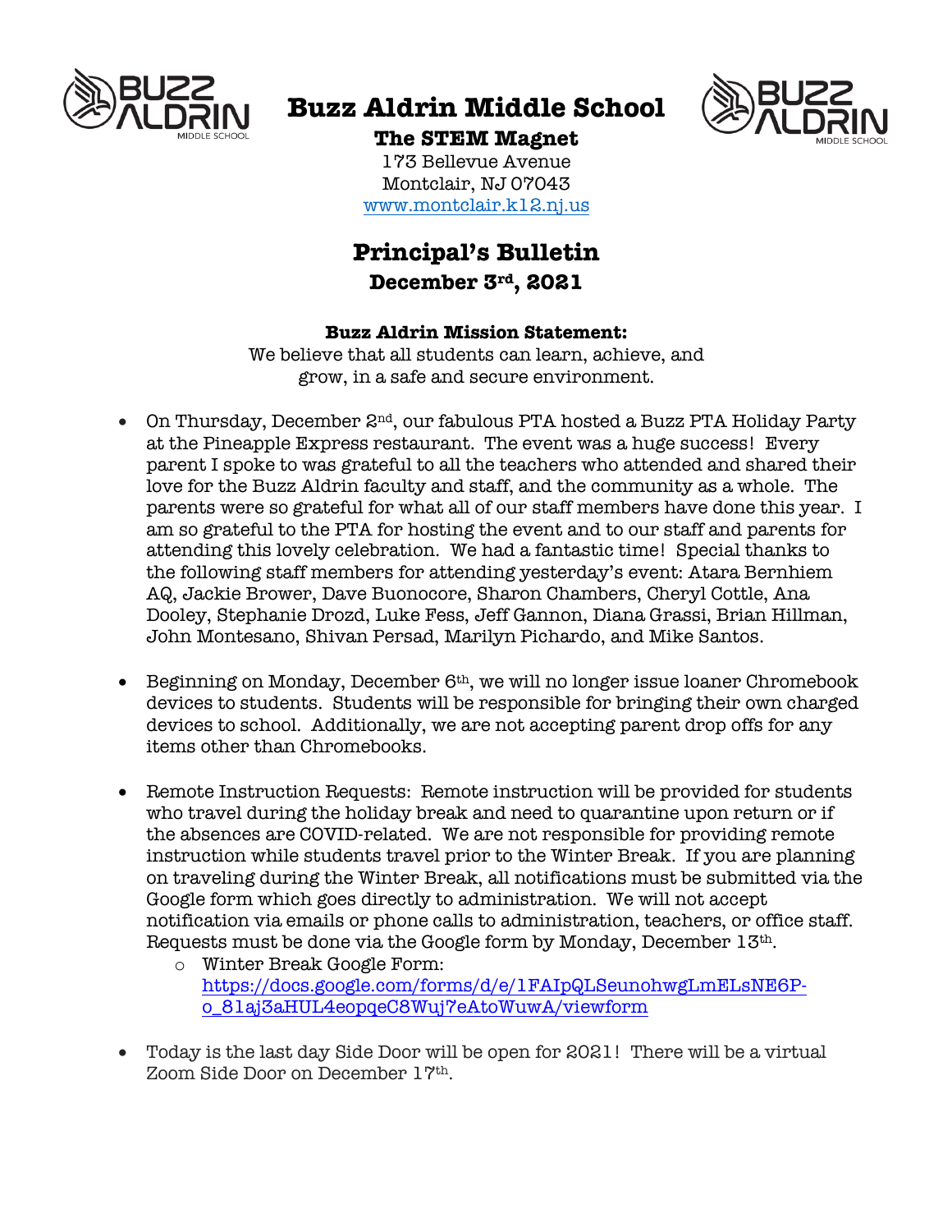# Buzz Aldrin Middle School

**The STEM Magnet**

173 Bellevue Avenue
Montclair, NJ 07043
www.montclair.k12.nj.us

## Principal's Bulletin

**December 3rd, 2021**

**Buzz Aldrin Mission Statement:**

We believe that all students can learn, achieve, and grow, in a safe and secure environment.

- On Thursday, December 2nd, our fabulous PTA hosted a Buzz PTA Holiday Party at the Pineapple Express restaurant. The event was a huge success! Every parent I spoke to was grateful to all the teachers who attended and shared their love for the Buzz Aldrin faculty and staff, and the community as a whole. The parents were so grateful for what all of our staff members have done this year. I am so grateful to the PTA for hosting the event and to our staff and parents for attending this lovely celebration. We had a fantastic time! Special thanks to the following staff members for attending yesterday's event: Atara Bernhiem AQ, Jackie Brower, Dave Buonocore, Sharon Chambers, Cheryl Cottle, Ana Dooley, Stephanie Drozd, Luke Fess, Jeff Gannon, Diana Grassi, Brian Hillman, John Montesano, Shivan Persad, Marilyn Pichardo, and Mike Santos.

- Beginning on Monday, December 6th, we will no longer issue loaner Chromebook devices to students. Students will be responsible for bringing their own charged devices to school. Additionally, we are not accepting parent drop offs for any items other than Chromebooks.

- Remote Instruction Requests: Remote instruction will be provided for students who travel during the holiday break and need to quarantine upon return or if the absences are COVID-related. We are not responsible for providing remote instruction while students travel prior to the Winter Break. If you are planning on traveling during the Winter Break, all notifications must be submitted via the Google form which goes directly to administration. We will not accept notification via emails or phone calls to administration, teachers, or office staff. Requests must be done via the Google form by Monday, December 13th.
  - Winter Break Google Form: https://docs.google.com/forms/d/e/1FAIpQLSeunohwgLmELsNE6P-o_81aj3aHUL4eopqeC8Wuj7eAtoWuwA/viewform

- Today is the last day Side Door will be open for 2021! There will be a virtual Zoom Side Door on December 17th.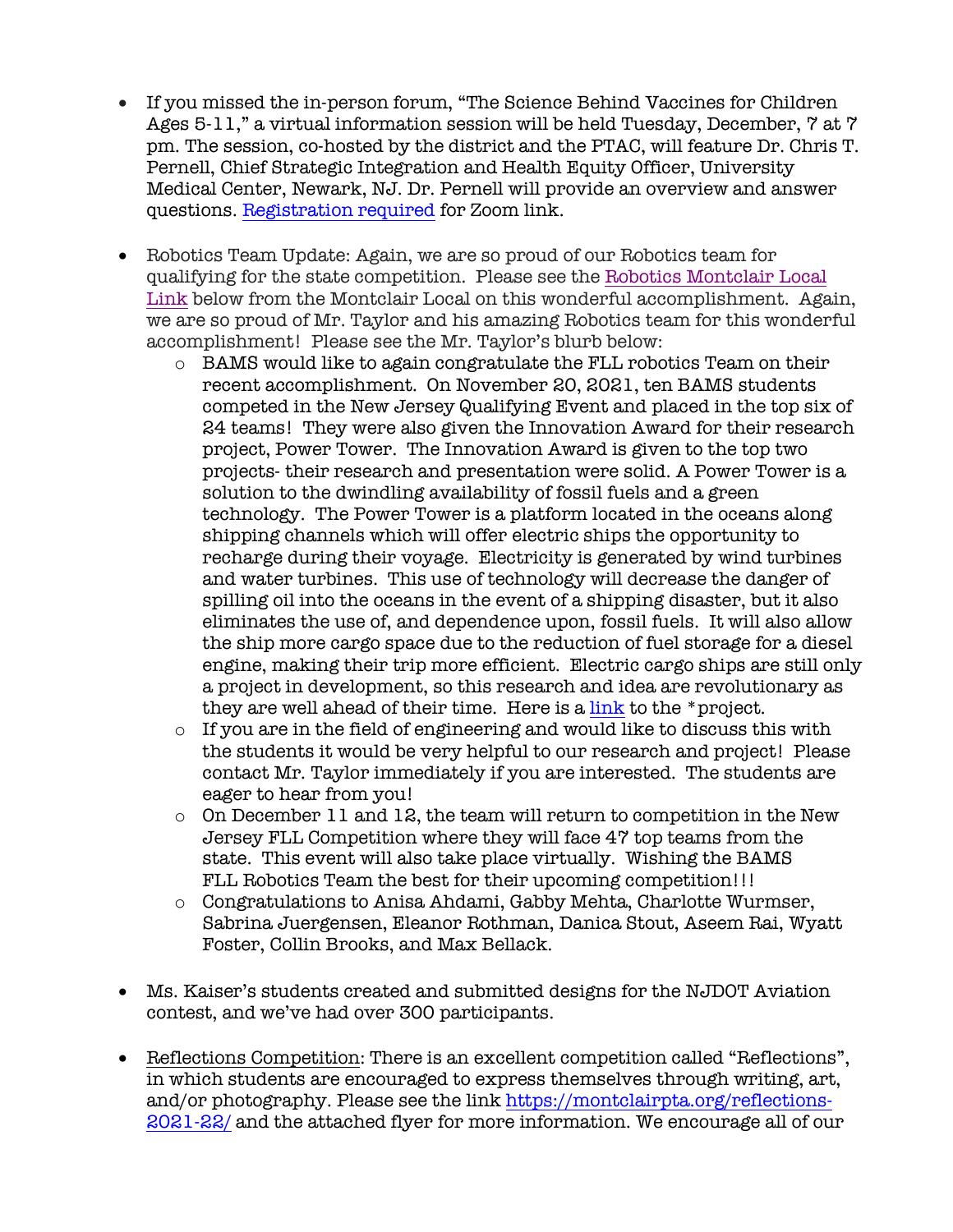- If you missed the in-person forum, "The Science Behind Vaccines for Children Ages 5-11," a virtual information session will be held Tuesday, December, 7 at 7 pm. The session, co-hosted by the district and the PTAC, will feature Dr. Chris T. Pernell, Chief Strategic Integration and Health Equity Officer, University Medical Center, Newark, NJ. Dr. Pernell will provide an overview and answer questions. Registration required for Zoom link.

- Robotics Team Update: Again, we are so proud of our Robotics team for qualifying for the state competition. Please see the Robotics Montclair Local Link below from the Montclair Local on this wonderful accomplishment. Again, we are so proud of Mr. Taylor and his amazing Robotics team for this wonderful accomplishment! Please see the Mr. Taylor's blurb below:
  - BAMS would like to again congratulate the FLL robotics Team on their recent accomplishment. On November 20, 2021, ten BAMS students competed in the New Jersey Qualifying Event and placed in the top six of 24 teams! They were also given the Innovation Award for their research project, Power Tower. The Innovation Award is given to the top two projects- their research and presentation were solid. A Power Tower is a solution to the dwindling availability of fossil fuels and a green technology. The Power Tower is a platform located in the oceans along shipping channels which will offer electric ships the opportunity to recharge during their voyage. Electricity is generated by wind turbines and water turbines. This use of technology will decrease the danger of spilling oil into the oceans in the event of a shipping disaster, but it also eliminates the use of, and dependence upon, fossil fuels. It will also allow the ship more cargo space due to the reduction of fuel storage for a diesel engine, making their trip more efficient. Electric cargo ships are still only a project in development, so this research and idea are revolutionary as they are well ahead of their time. Here is a link to the *project.
  - If you are in the field of engineering and would like to discuss this with the students it would be very helpful to our research and project! Please contact Mr. Taylor immediately if you are interested. The students are eager to hear from you!
  - On December 11 and 12, the team will return to competition in the New Jersey FLL Competition where they will face 47 top teams from the state. This event will also take place virtually. Wishing the BAMS FLL Robotics Team the best for their upcoming competition!!!
  - Congratulations to Anisa Ahdami, Gabby Mehta, Charlotte Wurmser, Sabrina Juergensen, Eleanor Rothman, Danica Stout, Aseem Rai, Wyatt Foster, Collin Brooks, and Max Bellack.

- Ms. Kaiser's students created and submitted designs for the NJDOT Aviation contest, and we've had over 300 participants.

- Reflections Competition: There is an excellent competition called "Reflections", in which students are encouraged to express themselves through writing, art, and/or photography. Please see the link https://montclairpta.org/reflections-2021-22/ and the attached flyer for more information. We encourage all of our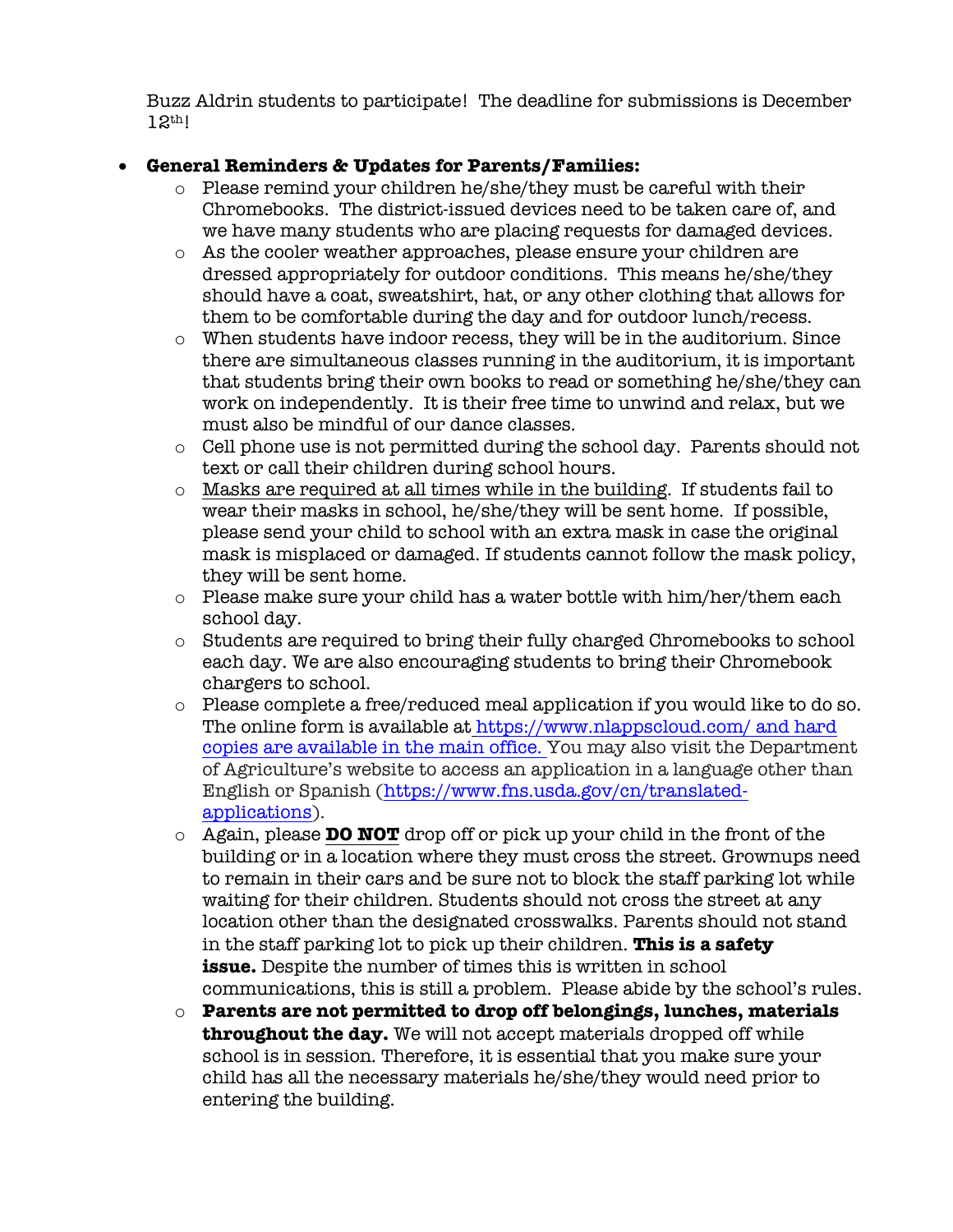Buzz Aldrin students to participate! The deadline for submissions is December 12th!

- **General Reminders & Updates for Parents/Families:**
  - Please remind your children he/she/they must be careful with their Chromebooks. The district-issued devices need to be taken care of, and we have many students who are placing requests for damaged devices.
  - As the cooler weather approaches, please ensure your children are dressed appropriately for outdoor conditions. This means he/she/they should have a coat, sweatshirt, hat, or any other clothing that allows for them to be comfortable during the day and for outdoor lunch/recess.
  - When students have indoor recess, they will be in the auditorium. Since there are simultaneous classes running in the auditorium, it is important that students bring their own books to read or something he/she/they can work on independently. It is their free time to unwind and relax, but we must also be mindful of our dance classes.
  - Cell phone use is not permitted during the school day. Parents should not text or call their children during school hours.
  - <u>Masks are required at all times while in the building</u>. If students fail to wear their masks in school, he/she/they will be sent home. If possible, please send your child to school with an extra mask in case the original mask is misplaced or damaged. If students cannot follow the mask policy, they will be sent home.
  - Please make sure your child has a water bottle with him/her/them each school day.
  - Students are required to bring their fully charged Chromebooks to school each day. We are also encouraging students to bring their Chromebook chargers to school.
  - Please complete a free/reduced meal application if you would like to do so. The online form is available at https://www.nlappscloud.com/ and hard copies are available in the main office. You may also visit the Department of Agriculture's website to access an application in a language other than English or Spanish (https://www.fns.usda.gov/cn/translated-applications).
  - Again, please **<u>DO NOT</u>** drop off or pick up your child in the front of the building or in a location where they must cross the street. Grownups need to remain in their cars and be sure not to block the staff parking lot while waiting for their children. Students should not cross the street at any location other than the designated crosswalks. Parents should not stand in the staff parking lot to pick up their children. **This is a safety issue.** Despite the number of times this is written in school communications, this is still a problem. Please abide by the school's rules.
  - **Parents are not permitted to drop off belongings, lunches, materials throughout the day.** We will not accept materials dropped off while school is in session. Therefore, it is essential that you make sure your child has all the necessary materials he/she/they would need prior to entering the building.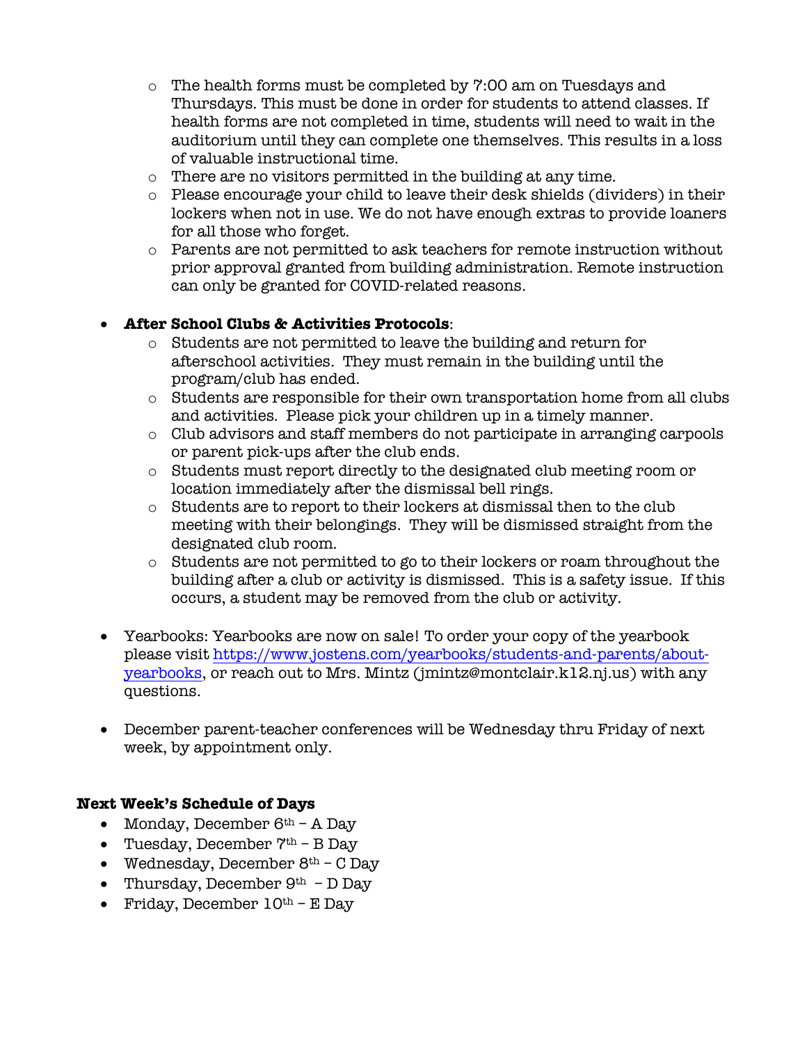- The health forms must be completed by 7:00 am on Tuesdays and Thursdays. This must be done in order for students to attend classes. If health forms are not completed in time, students will need to wait in the auditorium until they can complete one themselves. This results in a loss of valuable instructional time.
  - There are no visitors permitted in the building at any time.
  - Please encourage your child to leave their desk shields (dividers) in their lockers when not in use. We do not have enough extras to provide loaners for all those who forget.
  - Parents are not permitted to ask teachers for remote instruction without prior approval granted from building administration. Remote instruction can only be granted for COVID-related reasons.

- **After School Clubs & Activities Protocols**:
  - Students are not permitted to leave the building and return for afterschool activities. They must remain in the building until the program/club has ended.
  - Students are responsible for their own transportation home from all clubs and activities. Please pick your children up in a timely manner.
  - Club advisors and staff members do not participate in arranging carpools or parent pick-ups after the club ends.
  - Students must report directly to the designated club meeting room or location immediately after the dismissal bell rings.
  - Students are to report to their lockers at dismissal then to the club meeting with their belongings. They will be dismissed straight from the designated club room.
  - Students are not permitted to go to their lockers or roam throughout the building after a club or activity is dismissed. This is a safety issue. If this occurs, a student may be removed from the club or activity.

- Yearbooks: Yearbooks are now on sale! To order your copy of the yearbook please visit https://www.jostens.com/yearbooks/students-and-parents/about-yearbooks, or reach out to Mrs. Mintz (jmintz@montclair.k12.nj.us) with any questions.

- December parent-teacher conferences will be Wednesday thru Friday of next week, by appointment only.

**Next Week's Schedule of Days**

- Monday, December 6th – A Day
- Tuesday, December 7th – B Day
- Wednesday, December 8th – C Day
- Thursday, December 9th – D Day
- Friday, December 10th – E Day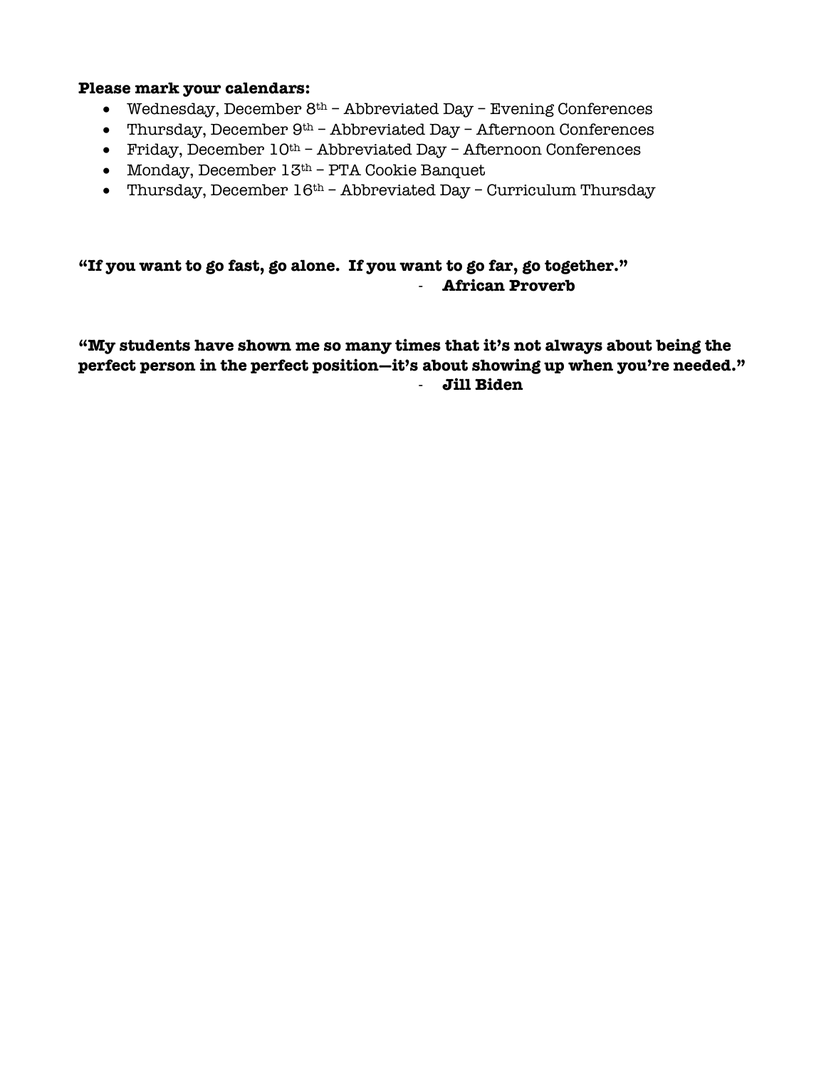**Please mark your calendars:**

- Wednesday, December 8th – Abbreviated Day – Evening Conferences
- Thursday, December 9th – Abbreviated Day – Afternoon Conferences
- Friday, December 10th – Abbreviated Day – Afternoon Conferences
- Monday, December 13th – PTA Cookie Banquet
- Thursday, December 16th – Abbreviated Day – Curriculum Thursday

**"If you want to go fast, go alone. If you want to go far, go together."**

- **African Proverb**

**"My students have shown me so many times that it's not always about being the perfect person in the perfect position—it's about showing up when you're needed."**

- **Jill Biden**